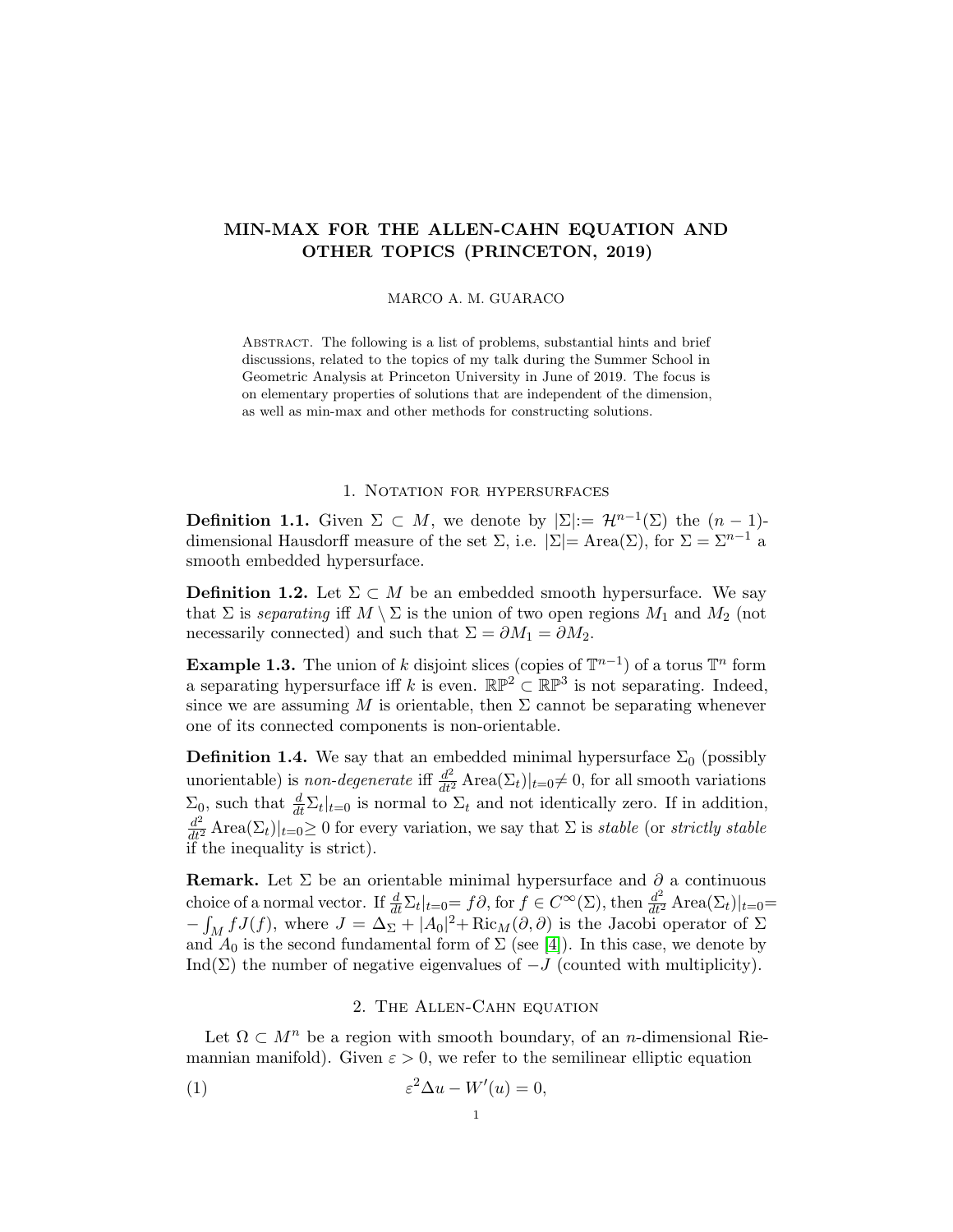# MIN-MAX FOR THE ALLEN-CAHN EQUATION AND OTHER TOPICS (PRINCETON, 2019)

MARCO A. M. GUARACO

Abstract. The following is a list of problems, substantial hints and brief discussions, related to the topics of my talk during the Summer School in Geometric Analysis at Princeton University in June of 2019. The focus is on elementary properties of solutions that are independent of the dimension, as well as min-max and other methods for constructing solutions.

## 1. Notation for hypersurfaces

**Definition 1.1.** Given $\Sigma \subset M$, we denote by $|\Sigma| := \mathcal{H}^{n-1}(\Sigma)$ the $(n-1)$-dimensional Hausdorff measure of the set $\Sigma$, i.e. $|\Sigma| = \text{Area}(\Sigma)$, for $\Sigma = \Sigma^{n-1}$ a smooth embedded hypersurface.

**Definition 1.2.** Let $\Sigma \subset M$ be an embedded smooth hypersurface. We say that $\Sigma$ is *separating* iff $M \setminus \Sigma$ is the union of two open regions $M_1$ and $M_2$ (not necessarily connected) and such that $\Sigma = \partial M_1 = \partial M_2$.

**Example 1.3.** The union of $k$ disjoint slices (copies of $\mathbb{T}^{n-1}$) of a torus $\mathbb{T}^n$ form a separating hypersurface iff $k$ is even. $\mathbb{RP}^2 \subset \mathbb{RP}^3$ is not separating. Indeed, since we are assuming $M$ is orientable, then $\Sigma$ cannot be separating whenever one of its connected components is non-orientable.

**Definition 1.4.** We say that an embedded minimal hypersurface $\Sigma_0$ (possibly unorientable) is *non-degenerate* iff $\frac{d^2}{dt^2}\text{Area}(\Sigma_t)|_{t=0} \neq 0$, for all smooth variations $\Sigma_0$, such that $\frac{d}{dt}\Sigma_t|_{t=0}$ is normal to $\Sigma_t$ and not identically zero. If in addition, $\frac{d^2}{dt^2}\text{Area}(\Sigma_t)|_{t=0} \geq 0$ for every variation, we say that $\Sigma$ is *stable* (or *strictly stable* if the inequality is strict).

**Remark.** Let $\Sigma$ be an orientable minimal hypersurface and $\partial$ a continuous choice of a normal vector. If $\frac{d}{dt}\Sigma_t|_{t=0} = f\partial$, for $f \in C^\infty(\Sigma)$, then $\frac{d^2}{dt^2}\text{Area}(\Sigma_t)|_{t=0} = -\int_M fJ(f)$, where $J = \Delta_\Sigma + |A_0|^2 + \text{Ric}_M(\partial, \partial)$ is the Jacobi operator of $\Sigma$ and $A_0$ is the second fundamental form of $\Sigma$ (see [4]). In this case, we denote by $\text{Ind}(\Sigma)$ the number of negative eigenvalues of $-J$ (counted with multiplicity).

## 2. The Allen-Cahn equation

Let $\Omega \subset M^n$ be a region with smooth boundary, of an $n$-dimensional Riemannian manifold). Given $\varepsilon > 0$, we refer to the semilinear elliptic equation

$$\varepsilon^2 \Delta u - W'(u) = 0, \tag{1}$$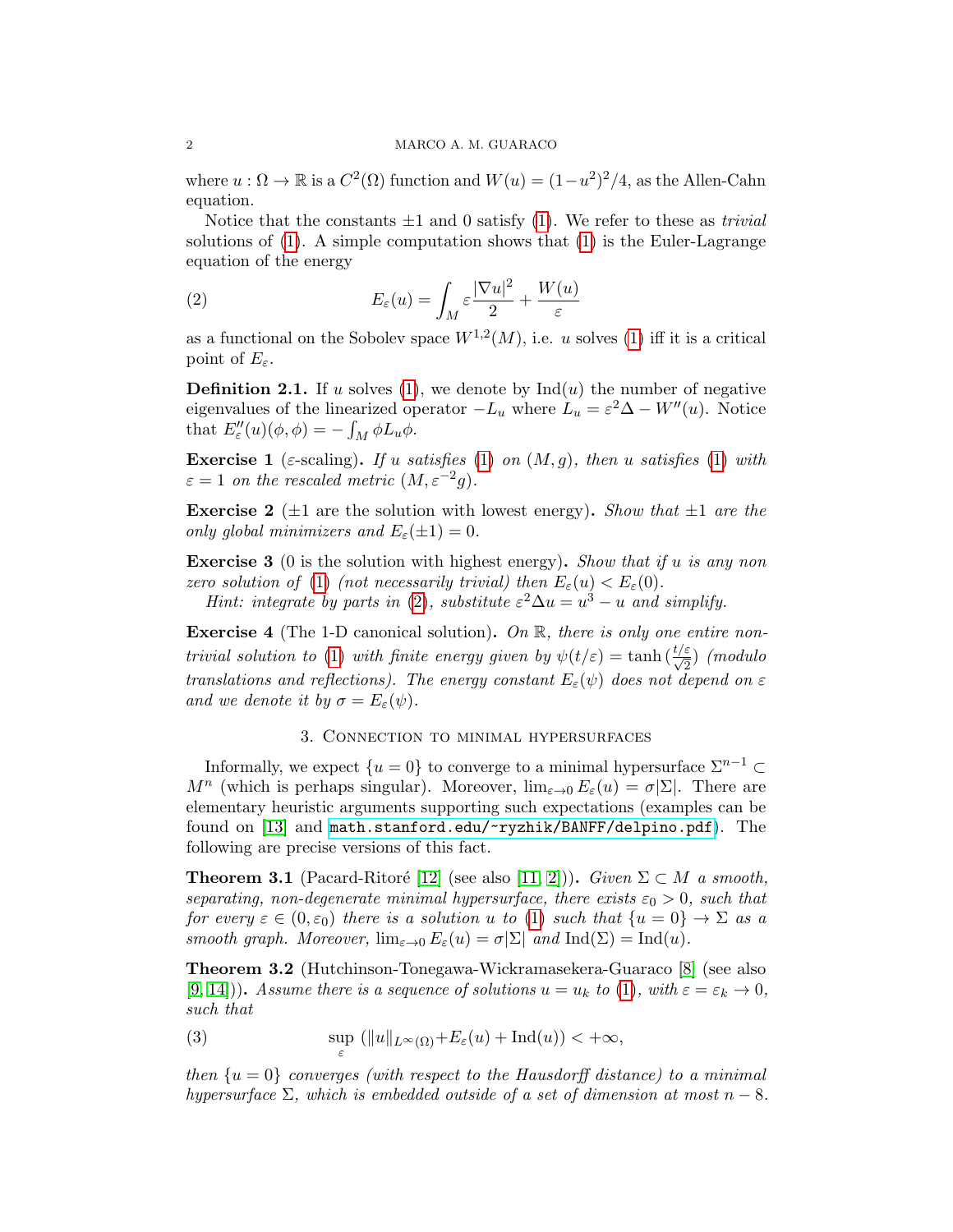where $u : \Omega \to \mathbb{R}$ is a $C^2(\Omega)$ function and $W(u) = (1-u^2)^2/4$, as the Allen-Cahn equation.

Notice that the constants $\pm 1$ and $0$ satisfy (1). We refer to these as *trivial* solutions of (1). A simple computation shows that (1) is the Euler-Lagrange equation of the energy

$$E_\varepsilon(u) = \int_M \varepsilon \frac{|\nabla u|^2}{2} + \frac{W(u)}{\varepsilon} \tag{2}$$

as a functional on the Sobolev space $W^{1,2}(M)$, i.e. $u$ solves (1) iff it is a critical point of $E_\varepsilon$.

**Definition 2.1.** If $u$ solves (1), we denote by $\operatorname{Ind}(u)$ the number of negative eigenvalues of the linearized operator $-L_u$ where $L_u = \varepsilon^2 \Delta - W''(u)$. Notice that $E''_\varepsilon(u)(\phi, \phi) = -\int_M \phi L_u \phi$.

**Exercise 1** ($\varepsilon$-scaling)**.** *If $u$ satisfies (1) on $(M, g)$, then $u$ satisfies (1) with $\varepsilon = 1$ on the rescaled metric $(M, \varepsilon^{-2} g)$.*

**Exercise 2** ($\pm 1$ are the solution with lowest energy)**.** *Show that $\pm 1$ are the only global minimizers and $E_\varepsilon(\pm 1) = 0$.*

**Exercise 3** ($0$ is the solution with highest energy)**.** *Show that if $u$ is any non zero solution of (1) (not necessarily trivial) then $E_\varepsilon(u) < E_\varepsilon(0)$.*

*Hint: integrate by parts in (2), substitute $\varepsilon^2 \Delta u = u^3 - u$ and simplify.*

**Exercise 4** (The 1-D canonical solution)**.** *On $\mathbb{R}$, there is only one entire non-trivial solution to (1) with finite energy given by $\psi(t/\varepsilon) = \tanh\left(\frac{t/\varepsilon}{\sqrt{2}}\right)$ (modulo translations and reflections). The energy constant $E_\varepsilon(\psi)$ does not depend on $\varepsilon$ and we denote it by $\sigma = E_\varepsilon(\psi)$.*

## 3. Connection to minimal hypersurfaces

Informally, we expect $\{u = 0\}$ to converge to a minimal hypersurface $\Sigma^{n-1} \subset M^n$ (which is perhaps singular). Moreover, $\lim_{\varepsilon \to 0} E_\varepsilon(u) = \sigma |\Sigma|$. There are elementary heuristic arguments supporting such expectations (examples can be found on [13] and math.stanford.edu/~ryzhik/BANFF/delpino.pdf). The following are precise versions of this fact.

**Theorem 3.1** (Pacard-Ritoré [12] (see also [11, 2]))**.** *Given $\Sigma \subset M$ a smooth, separating, non-degenerate minimal hypersurface, there exists $\varepsilon_0 > 0$, such that for every $\varepsilon \in (0, \varepsilon_0)$ there is a solution $u$ to (1) such that $\{u = 0\} \to \Sigma$ as a smooth graph. Moreover, $\lim_{\varepsilon \to 0} E_\varepsilon(u) = \sigma |\Sigma|$ and $\operatorname{Ind}(\Sigma) = \operatorname{Ind}(u)$.*

**Theorem 3.2** (Hutchinson-Tonegawa-Wickramasekera-Guaraco [8] (see also [9, 14]))**.** *Assume there is a sequence of solutions $u = u_k$ to (1), with $\varepsilon = \varepsilon_k \to 0$, such that*

$$\sup_{\varepsilon} \left( \|u\|_{L^\infty(\Omega)} + E_\varepsilon(u) + \operatorname{Ind}(u) \right) < +\infty, \tag{3}$$

*then $\{u = 0\}$ converges (with respect to the Hausdorff distance) to a minimal hypersurface $\Sigma$, which is embedded outside of a set of dimension at most $n - 8$.*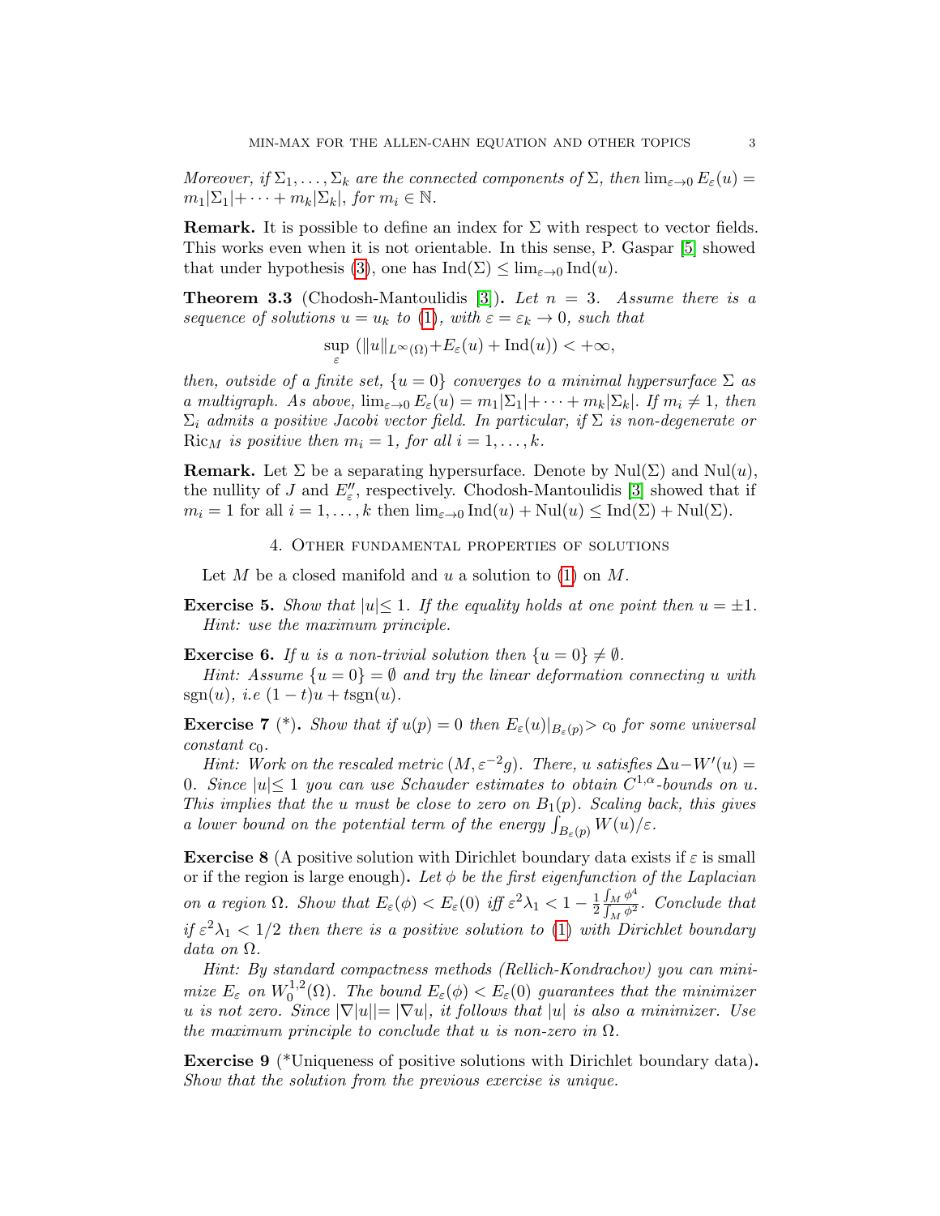*Moreover, if $\Sigma_1, \dots, \Sigma_k$ are the connected components of $\Sigma$, then $\lim_{\varepsilon\to 0} E_\varepsilon(u) = m_1|\Sigma_1| + \cdots + m_k|\Sigma_k|$, for $m_i \in \mathbb{N}$.*

**Remark.** It is possible to define an index for $\Sigma$ with respect to vector fields. This works even when it is not orientable. In this sense, P. Gaspar [5] showed that under hypothesis (3), one has $\operatorname{Ind}(\Sigma) \leq \lim_{\varepsilon\to 0} \operatorname{Ind}(u)$.

**Theorem 3.3** (Chodosh-Mantoulidis [3])**.** *Let $n = 3$. Assume there is a sequence of solutions $u = u_k$ to (1), with $\varepsilon = \varepsilon_k \to 0$, such that*

$$\sup_{\varepsilon} \left( \|u\|_{L^\infty(\Omega)} + E_\varepsilon(u) + \operatorname{Ind}(u) \right) < +\infty,$$

*then, outside of a finite set, $\{u = 0\}$ converges to a minimal hypersurface $\Sigma$ as a multigraph. As above, $\lim_{\varepsilon\to 0} E_\varepsilon(u) = m_1|\Sigma_1| + \cdots + m_k|\Sigma_k|$. If $m_i \neq 1$, then $\Sigma_i$ admits a positive Jacobi vector field. In particular, if $\Sigma$ is non-degenerate or $\operatorname{Ric}_M$ is positive then $m_i = 1$, for all $i = 1, \dots, k$.*

**Remark.** Let $\Sigma$ be a separating hypersurface. Denote by $\operatorname{Nul}(\Sigma)$ and $\operatorname{Nul}(u)$, the nullity of $J$ and $E''_\varepsilon$, respectively. Chodosh-Mantoulidis [3] showed that if $m_i = 1$ for all $i = 1, \dots, k$ then $\lim_{\varepsilon\to 0} \operatorname{Ind}(u) + \operatorname{Nul}(u) \leq \operatorname{Ind}(\Sigma) + \operatorname{Nul}(\Sigma)$.

## 4. Other fundamental properties of solutions

Let $M$ be a closed manifold and $u$ a solution to (1) on $M$.

**Exercise 5.** *Show that $|u| \leq 1$. If the equality holds at one point then $u = \pm 1$.*
*Hint: use the maximum principle.*

**Exercise 6.** *If $u$ is a non-trivial solution then $\{u = 0\} \neq \emptyset$.*
*Hint: Assume $\{u = 0\} = \emptyset$ and try the linear deformation connecting $u$ with $\operatorname{sgn}(u)$, i.e $(1-t)u + t\operatorname{sgn}(u)$.*

**Exercise 7** (\*)**.** *Show that if $u(p) = 0$ then $E_\varepsilon(u)|_{B_\varepsilon(p)} > c_0$ for some universal constant $c_0$.*
*Hint: Work on the rescaled metric $(M, \varepsilon^{-2}g)$. There, $u$ satisfies $\Delta u - W'(u) = 0$. Since $|u| \leq 1$ you can use Schauder estimates to obtain $C^{1,\alpha}$-bounds on $u$. This implies that the $u$ must be close to zero on $B_1(p)$. Scaling back, this gives a lower bound on the potential term of the energy $\int_{B_\varepsilon(p)} W(u)/\varepsilon$.*

**Exercise 8** (A positive solution with Dirichlet boundary data exists if $\varepsilon$ is small or if the region is large enough)**.** *Let $\phi$ be the first eigenfunction of the Laplacian on a region $\Omega$. Show that $E_\varepsilon(\phi) < E_\varepsilon(0)$ iff $\varepsilon^2\lambda_1 < 1 - \frac{1}{2}\frac{\int_M \phi^4}{\int_M \phi^2}$. Conclude that if $\varepsilon^2\lambda_1 < 1/2$ then there is a positive solution to (1) with Dirichlet boundary data on $\Omega$.*
*Hint: By standard compactness methods (Rellich-Kondrachov) you can minimize $E_\varepsilon$ on $W^{1,2}_0(\Omega)$. The bound $E_\varepsilon(\phi) < E_\varepsilon(0)$ guarantees that the minimizer $u$ is not zero. Since $|\nabla|u|| = |\nabla u|$, it follows that $|u|$ is also a minimizer. Use the maximum principle to conclude that $u$ is non-zero in $\Omega$.*

**Exercise 9** (\*Uniqueness of positive solutions with Dirichlet boundary data)**.** *Show that the solution from the previous exercise is unique.*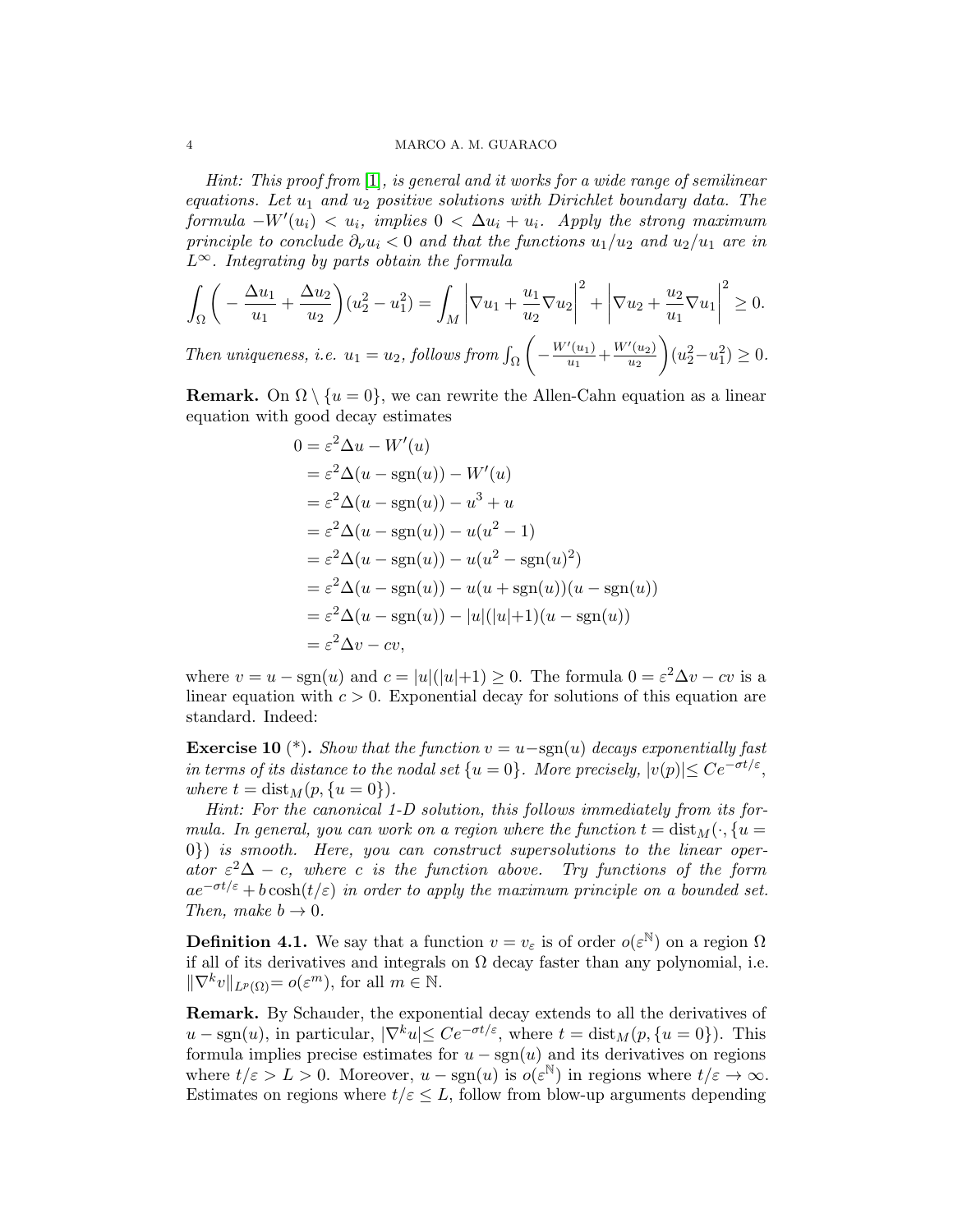*Hint: This proof from [1], is general and it works for a wide range of semilinear equations. Let $u_1$ and $u_2$ positive solutions with Dirichlet boundary data. The formula $-W'(u_i) < u_i$, implies $0 < \Delta u_i + u_i$. Apply the strong maximum principle to conclude $\partial_\nu u_i < 0$ and that the functions $u_1/u_2$ and $u_2/u_1$ are in $L^\infty$. Integrating by parts obtain the formula*

$$\int_\Omega \left( -\frac{\Delta u_1}{u_1} + \frac{\Delta u_2}{u_2} \right)(u_2^2 - u_1^2) = \int_M \left| \nabla u_1 + \frac{u_1}{u_2} \nabla u_2 \right|^2 + \left| \nabla u_2 + \frac{u_2}{u_1} \nabla u_1 \right|^2 \geq 0.$$

*Then uniqueness, i.e. $u_1 = u_2$, follows from $\int_\Omega \left( -\frac{W'(u_1)}{u_1} + \frac{W'(u_2)}{u_2} \right)(u_2^2 - u_1^2) \geq 0$.*

**Remark.** On $\Omega \setminus \{u = 0\}$, we can rewrite the Allen-Cahn equation as a linear equation with good decay estimates

$$\begin{aligned}
0 &= \varepsilon^2 \Delta u - W'(u) \\
&= \varepsilon^2 \Delta(u - \operatorname{sgn}(u)) - W'(u) \\
&= \varepsilon^2 \Delta(u - \operatorname{sgn}(u)) - u^3 + u \\
&= \varepsilon^2 \Delta(u - \operatorname{sgn}(u)) - u(u^2 - 1) \\
&= \varepsilon^2 \Delta(u - \operatorname{sgn}(u)) - u(u^2 - \operatorname{sgn}(u)^2) \\
&= \varepsilon^2 \Delta(u - \operatorname{sgn}(u)) - u(u + \operatorname{sgn}(u))(u - \operatorname{sgn}(u)) \\
&= \varepsilon^2 \Delta(u - \operatorname{sgn}(u)) - |u|(|u|+1)(u - \operatorname{sgn}(u)) \\
&= \varepsilon^2 \Delta v - cv,
\end{aligned}$$

where $v = u - \operatorname{sgn}(u)$ and $c = |u|(|u|+1) \geq 0$. The formula $0 = \varepsilon^2 \Delta v - cv$ is a linear equation with $c > 0$. Exponential decay for solutions of this equation are standard. Indeed:

**Exercise 10** (\*)**.** *Show that the function $v = u - \operatorname{sgn}(u)$ decays exponentially fast in terms of its distance to the nodal set $\{u = 0\}$. More precisely, $|v(p)| \leq Ce^{-\sigma t/\varepsilon}$, where $t = \operatorname{dist}_M(p, \{u = 0\})$.*

*Hint: For the canonical 1-D solution, this follows immediately from its formula. In general, you can work on a region where the function $t = \operatorname{dist}_M(\cdot, \{u = 0\})$ is smooth. Here, you can construct supersolutions to the linear operator $\varepsilon^2 \Delta - c$, where $c$ is the function above. Try functions of the form $ae^{-\sigma t/\varepsilon} + b\cosh(t/\varepsilon)$ in order to apply the maximum principle on a bounded set. Then, make $b \to 0$.*

**Definition 4.1.** We say that a function $v = v_\varepsilon$ is of order $o(\varepsilon^{\mathbb{N}})$ on a region $\Omega$ if all of its derivatives and integrals on $\Omega$ decay faster than any polynomial, i.e. $\|\nabla^k v\|_{L^p(\Omega)} = o(\varepsilon^m)$, for all $m \in \mathbb{N}$.

**Remark.** By Schauder, the exponential decay extends to all the derivatives of $u - \operatorname{sgn}(u)$, in particular, $|\nabla^k u| \leq Ce^{-\sigma t/\varepsilon}$, where $t = \operatorname{dist}_M(p, \{u = 0\})$. This formula implies precise estimates for $u - \operatorname{sgn}(u)$ and its derivatives on regions where $t/\varepsilon > L > 0$. Moreover, $u - \operatorname{sgn}(u)$ is $o(\varepsilon^{\mathbb{N}})$ in regions where $t/\varepsilon \to \infty$. Estimates on regions where $t/\varepsilon \leq L$, follow from blow-up arguments depending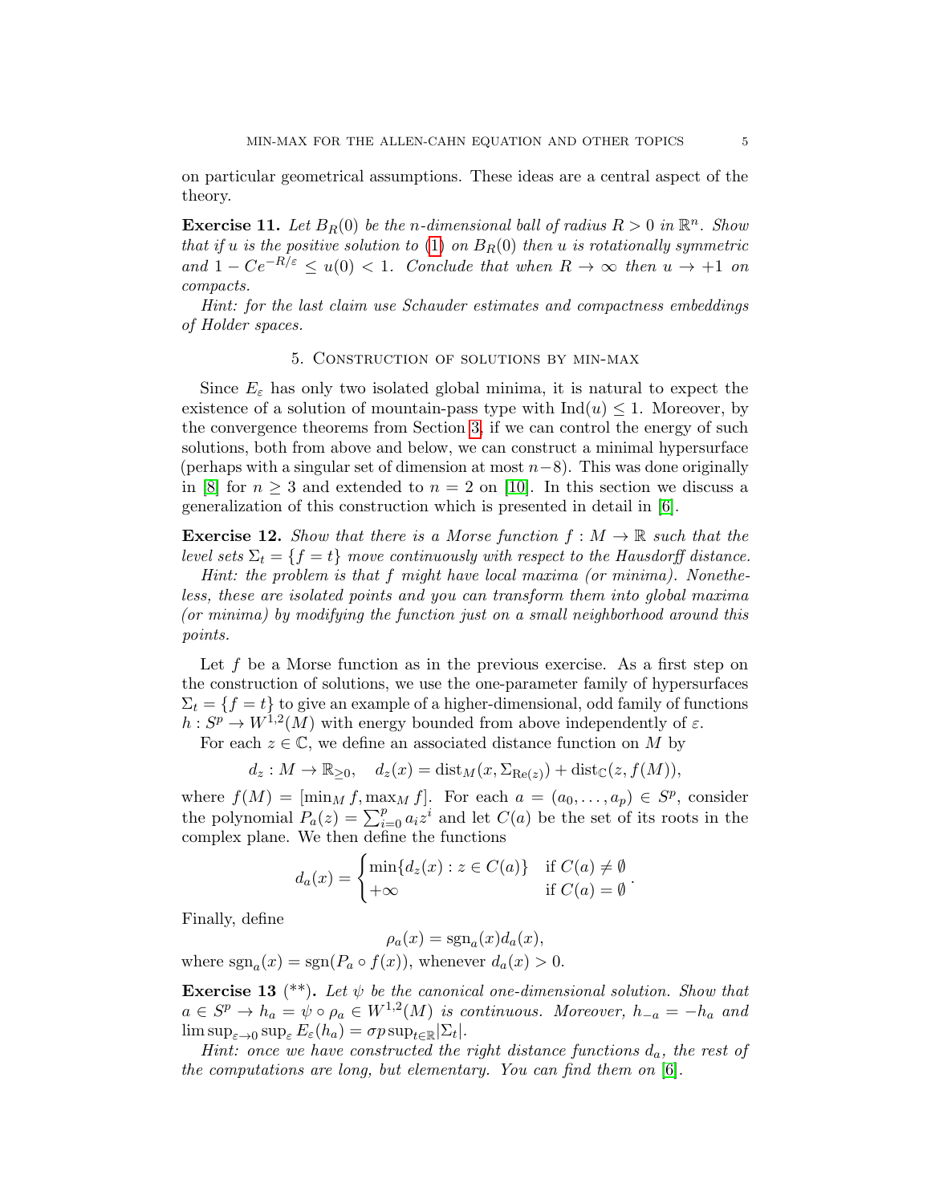on particular geometrical assumptions. These ideas are a central aspect of the theory.

**Exercise 11.** *Let $B_R(0)$ be the $n$-dimensional ball of radius $R > 0$ in $\mathbb{R}^n$. Show that if $u$ is the positive solution to (1) on $B_R(0)$ then $u$ is rotationally symmetric and $1 - Ce^{-R/\varepsilon} \leq u(0) < 1$. Conclude that when $R \to \infty$ then $u \to +1$ on compacts.*

*Hint: for the last claim use Schauder estimates and compactness embeddings of Holder spaces.*

## 5. Construction of solutions by min-max

Since $E_\varepsilon$ has only two isolated global minima, it is natural to expect the existence of a solution of mountain-pass type with $\text{Ind}(u) \leq 1$. Moreover, by the convergence theorems from Section 3, if we can control the energy of such solutions, both from above and below, we can construct a minimal hypersurface (perhaps with a singular set of dimension at most $n-8$). This was done originally in [8] for $n \geq 3$ and extended to $n = 2$ on [10]. In this section we discuss a generalization of this construction which is presented in detail in [6].

**Exercise 12.** *Show that there is a Morse function $f : M \to \mathbb{R}$ such that the level sets $\Sigma_t = \{f = t\}$ move continuously with respect to the Hausdorff distance.*

*Hint: the problem is that $f$ might have local maxima (or minima). Nonetheless, these are isolated points and you can transform them into global maxima (or minima) by modifying the function just on a small neighborhood around this points.*

Let $f$ be a Morse function as in the previous exercise. As a first step on the construction of solutions, we use the one-parameter family of hypersurfaces $\Sigma_t = \{f = t\}$ to give an example of a higher-dimensional, odd family of functions $h : S^p \to W^{1,2}(M)$ with energy bounded from above independently of $\varepsilon$.

For each $z \in \mathbb{C}$, we define an associated distance function on $M$ by

$$d_z : M \to \mathbb{R}_{\geq 0}, \quad d_z(x) = \text{dist}_M(x, \Sigma_{\text{Re}(z)}) + \text{dist}_{\mathbb{C}}(z, f(M)),$$

where $f(M) = [\min_M f, \max_M f]$. For each $a = (a_0, \ldots, a_p) \in S^p$, consider the polynomial $P_a(z) = \sum_{i=0}^{p} a_i z^i$ and let $C(a)$ be the set of its roots in the complex plane. We then define the functions

$$d_a(x) = \begin{cases} \min\{d_z(x) : z \in C(a)\} & \text{if } C(a) \neq \emptyset \\ +\infty & \text{if } C(a) = \emptyset \end{cases}.$$

Finally, define

$$\rho_a(x) = \text{sgn}_a(x) d_a(x),$$

where $\text{sgn}_a(x) = \text{sgn}(P_a \circ f(x))$, whenever $d_a(x) > 0$.

**Exercise 13** (\*\*). *Let $\psi$ be the canonical one-dimensional solution. Show that $a \in S^p \to h_a = \psi \circ \rho_a \in W^{1,2}(M)$ is continuous. Moreover, $h_{-a} = -h_a$ and $\limsup_{\varepsilon \to 0} \sup_\varepsilon E_\varepsilon(h_a) = \sigma p \sup_{t \in \mathbb{R}} |\Sigma_t|$.*

*Hint: once we have constructed the right distance functions $d_a$, the rest of the computations are long, but elementary. You can find them on [6].*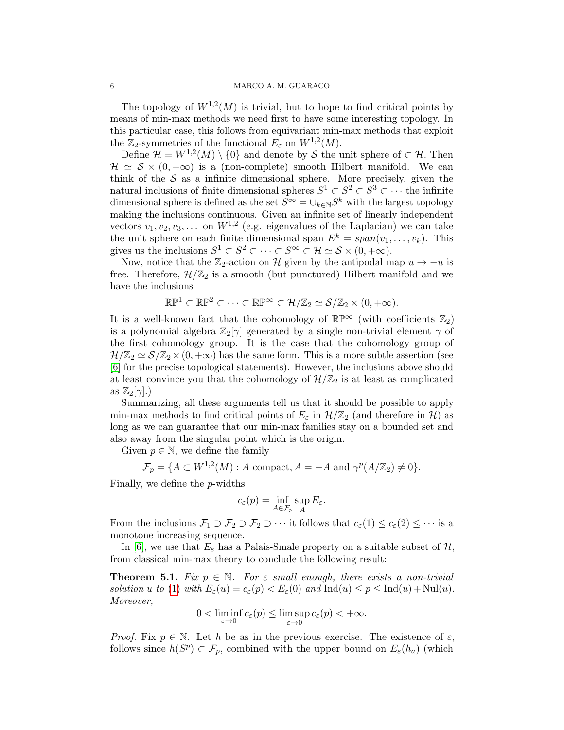The topology of $W^{1,2}(M)$ is trivial, but to hope to find critical points by means of min-max methods we need first to have some interesting topology. In this particular case, this follows from equivariant min-max methods that exploit the $\mathbb{Z}_2$-symmetries of the functional $E_\varepsilon$ on $W^{1,2}(M)$.

Define $\mathcal{H} = W^{1,2}(M) \setminus \{0\}$ and denote by $\mathcal{S}$ the unit sphere of $\subset \mathcal{H}$. Then $\mathcal{H} \simeq \mathcal{S} \times (0, +\infty)$ is a (non-complete) smooth Hilbert manifold. We can think of the $\mathcal{S}$ as a infinite dimensional sphere. More precisely, given the natural inclusions of finite dimensional spheres $S^1 \subset S^2 \subset S^3 \subset \cdots$ the infinite dimensional sphere is defined as the set $S^\infty = \cup_{k\in\mathbb{N}} S^k$ with the largest topology making the inclusions continuous. Given an infinite set of linearly independent vectors $v_1, v_2, v_3, \dots$ on $W^{1,2}$ (e.g. eigenvalues of the Laplacian) we can take the unit sphere on each finite dimensional span $E^k = span(v_1, \dots, v_k)$. This gives us the inclusions $S^1 \subset S^2 \subset \cdots \subset S^\infty \subset \mathcal{H} \simeq \mathcal{S} \times (0, +\infty)$.

Now, notice that the $\mathbb{Z}_2$-action on $\mathcal{H}$ given by the antipodal map $u \to -u$ is free. Therefore, $\mathcal{H}/\mathbb{Z}_2$ is a smooth (but punctured) Hilbert manifold and we have the inclusions

$$\mathbb{RP}^1 \subset \mathbb{RP}^2 \subset \cdots \subset \mathbb{RP}^\infty \subset \mathcal{H}/\mathbb{Z}_2 \simeq \mathcal{S}/\mathbb{Z}_2 \times (0, +\infty).$$

It is a well-known fact that the cohomology of $\mathbb{RP}^\infty$ (with coefficients $\mathbb{Z}_2$) is a polynomial algebra $\mathbb{Z}_2[\gamma]$ generated by a single non-trivial element $\gamma$ of the first cohomology group. It is the case that the cohomology group of $\mathcal{H}/\mathbb{Z}_2 \simeq \mathcal{S}/\mathbb{Z}_2 \times (0, +\infty)$ has the same form. This is a more subtle assertion (see [6] for the precise topological statements). However, the inclusions above should at least convince you that the cohomology of $\mathcal{H}/\mathbb{Z}_2$ is at least as complicated as $\mathbb{Z}_2[\gamma]$.)

Summarizing, all these arguments tell us that it should be possible to apply min-max methods to find critical points of $E_\varepsilon$ in $\mathcal{H}/\mathbb{Z}_2$ (and therefore in $\mathcal{H}$) as long as we can guarantee that our min-max families stay on a bounded set and also away from the singular point which is the origin.

Given $p \in \mathbb{N}$, we define the family

$$\mathcal{F}_p = \{A \subset W^{1,2}(M) : A \text{ compact}, A = -A \text{ and } \gamma^p(A/\mathbb{Z}_2) \neq 0\}.$$

Finally, we define the $p$-widths

$$c_\varepsilon(p) = \inf_{A\in\mathcal{F}_p} \sup_A E_\varepsilon.$$

From the inclusions $\mathcal{F}_1 \supset \mathcal{F}_2 \supset \mathcal{F}_2 \supset \cdots$ it follows that $c_\varepsilon(1) \leq c_\varepsilon(2) \leq \cdots$ is a monotone increasing sequence.

In [6], we use that $E_\varepsilon$ has a Palais-Smale property on a suitable subset of $\mathcal{H}$, from classical min-max theory to conclude the following result:

**Theorem 5.1.** *Fix $p \in \mathbb{N}$. For $\varepsilon$ small enough, there exists a non-trivial solution $u$ to (1) with $E_\varepsilon(u) = c_\varepsilon(p) < E_\varepsilon(0)$ and $\operatorname{Ind}(u) \leq p \leq \operatorname{Ind}(u) + \operatorname{Nul}(u)$. Moreover,*

$$0 < \liminf_{\varepsilon\to 0} c_\varepsilon(p) \leq \limsup_{\varepsilon\to 0} c_\varepsilon(p) < +\infty.$$

*Proof.* Fix $p \in \mathbb{N}$. Let $h$ be as in the previous exercise. The existence of $\varepsilon$, follows since $h(S^p) \subset \mathcal{F}_p$, combined with the upper bound on $E_\varepsilon(h_a)$ (which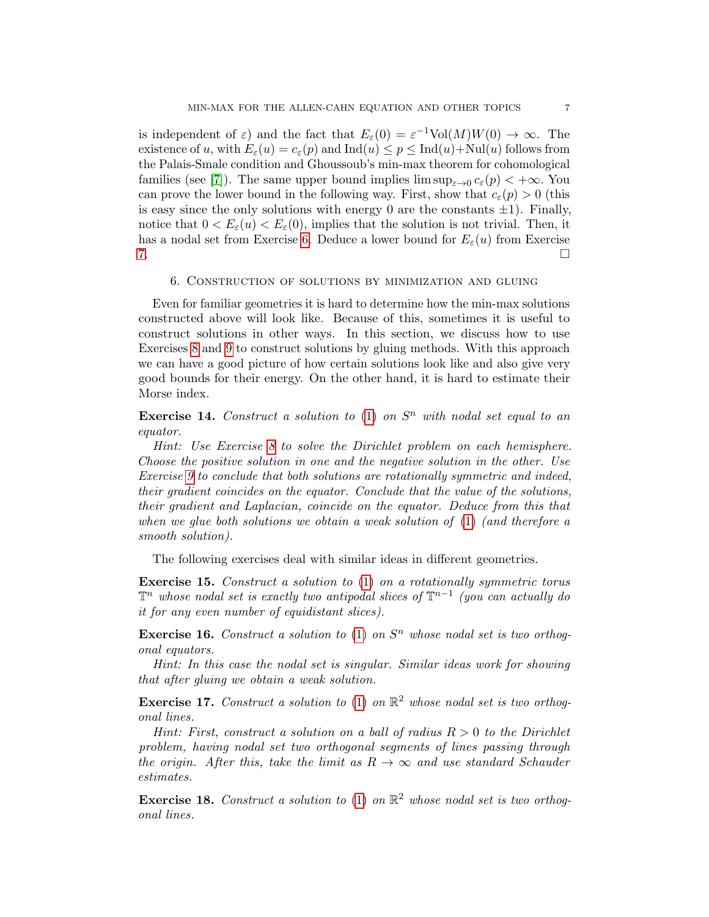is independent of $\varepsilon$) and the fact that $E_\varepsilon(0) = \varepsilon^{-1}\text{Vol}(M)W(0) \to \infty$. The existence of $u$, with $E_\varepsilon(u) = c_\varepsilon(p)$ and $\text{Ind}(u) \leq p \leq \text{Ind}(u)+\text{Nul}(u)$ follows from the Palais-Smale condition and Ghoussoub's min-max theorem for cohomological families (see [7]). The same upper bound implies $\limsup_{\varepsilon\to 0} c_\varepsilon(p) < +\infty$. You can prove the lower bound in the following way. First, show that $c_\varepsilon(p) > 0$ (this is easy since the only solutions with energy 0 are the constants $\pm 1$). Finally, notice that $0 < E_\varepsilon(u) < E_\varepsilon(0)$, implies that the solution is not trivial. Then, it has a nodal set from Exercise 6. Deduce a lower bound for $E_\varepsilon(u)$ from Exercise 7. □

## 6. Construction of solutions by minimization and gluing

Even for familiar geometries it is hard to determine how the min-max solutions constructed above will look like. Because of this, sometimes it is useful to construct solutions in other ways. In this section, we discuss how to use Exercises 8 and 9 to construct solutions by gluing methods. With this approach we can have a good picture of how certain solutions look like and also give very good bounds for their energy. On the other hand, it is hard to estimate their Morse index.

**Exercise 14.** *Construct a solution to (1) on $S^n$ with nodal set equal to an equator.*

*Hint: Use Exercise 8 to solve the Dirichlet problem on each hemisphere. Choose the positive solution in one and the negative solution in the other. Use Exercise 9 to conclude that both solutions are rotationally symmetric and indeed, their gradient coincides on the equator. Conclude that the value of the solutions, their gradient and Laplacian, coincide on the equator. Deduce from this that when we glue both solutions we obtain a weak solution of (1) (and therefore a smooth solution).*

The following exercises deal with similar ideas in different geometries.

**Exercise 15.** *Construct a solution to (1) on a rotationally symmetric torus $\mathbb{T}^n$ whose nodal set is exactly two antipodal slices of $\mathbb{T}^{n-1}$ (you can actually do it for any even number of equidistant slices).*

**Exercise 16.** *Construct a solution to (1) on $S^n$ whose nodal set is two orthogonal equators.*

*Hint: In this case the nodal set is singular. Similar ideas work for showing that after gluing we obtain a weak solution.*

**Exercise 17.** *Construct a solution to (1) on $\mathbb{R}^2$ whose nodal set is two orthogonal lines.*

*Hint: First, construct a solution on a ball of radius $R > 0$ to the Dirichlet problem, having nodal set two orthogonal segments of lines passing through the origin. After this, take the limit as $R \to \infty$ and use standard Schauder estimates.*

**Exercise 18.** *Construct a solution to (1) on $\mathbb{R}^2$ whose nodal set is two orthogonal lines.*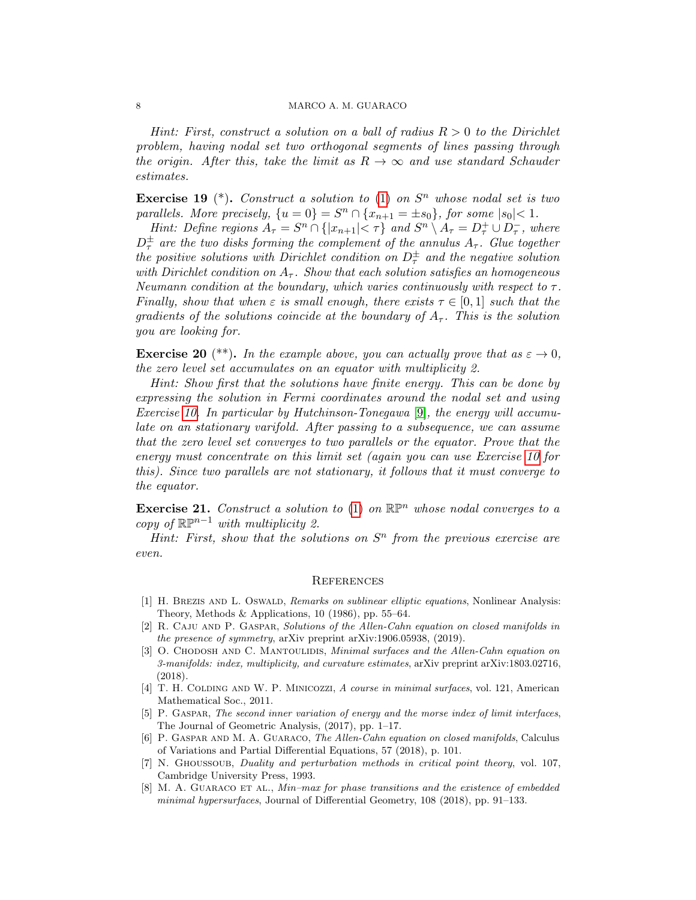*Hint: First, construct a solution on a ball of radius $R > 0$ to the Dirichlet problem, having nodal set two orthogonal segments of lines passing through the origin. After this, take the limit as $R \to \infty$ and use standard Schauder estimates.*

**Exercise 19** (*). *Construct a solution to* (1) *on $S^n$ whose nodal set is two parallels. More precisely, $\{u = 0\} = S^n \cap \{x_{n+1} = \pm s_0\}$, for some $|s_0| < 1$.*

*Hint: Define regions $A_\tau = S^n \cap \{|x_{n+1}| < \tau\}$ and $S^n \setminus A_\tau = D^+_\tau \cup D^-_\tau$, where $D^\pm_\tau$ are the two disks forming the complement of the annulus $A_\tau$. Glue together the positive solutions with Dirichlet condition on $D^\pm_\tau$ and the negative solution with Dirichlet condition on $A_\tau$. Show that each solution satisfies an homogeneous Neumann condition at the boundary, which varies continuously with respect to $\tau$. Finally, show that when $\varepsilon$ is small enough, there exists $\tau \in [0, 1]$ such that the gradients of the solutions coincide at the boundary of $A_\tau$. This is the solution you are looking for.*

**Exercise 20** (**). *In the example above, you can actually prove that as $\varepsilon \to 0$, the zero level set accumulates on an equator with multiplicity 2.*

*Hint: Show first that the solutions have finite energy. This can be done by expressing the solution in Fermi coordinates around the nodal set and using Exercise 10. In particular by Hutchinson-Tonegawa [9], the energy will accumulate on an stationary varifold. After passing to a subsequence, we can assume that the zero level set converges to two parallels or the equator. Prove that the energy must concentrate on this limit set (again you can use Exercise 10 for this). Since two parallels are not stationary, it follows that it must converge to the equator.*

**Exercise 21.** *Construct a solution to* (1) *on $\mathbb{RP}^n$ whose nodal converges to a copy of $\mathbb{RP}^{n-1}$ with multiplicity 2.*

*Hint: First, show that the solutions on $S^n$ from the previous exercise are even.*

## References

[1] H. Brezis and L. Oswald, *Remarks on sublinear elliptic equations*, Nonlinear Analysis: Theory, Methods & Applications, 10 (1986), pp. 55–64.

[2] R. Caju and P. Gaspar, *Solutions of the Allen-Cahn equation on closed manifolds in the presence of symmetry*, arXiv preprint arXiv:1906.05938, (2019).

[3] O. Chodosh and C. Mantoulidis, *Minimal surfaces and the Allen-Cahn equation on 3-manifolds: index, multiplicity, and curvature estimates*, arXiv preprint arXiv:1803.02716, (2018).

[4] T. H. Colding and W. P. Minicozzi, *A course in minimal surfaces*, vol. 121, American Mathematical Soc., 2011.

[5] P. Gaspar, *The second inner variation of energy and the morse index of limit interfaces*, The Journal of Geometric Analysis, (2017), pp. 1–17.

[6] P. Gaspar and M. A. Guaraco, *The Allen-Cahn equation on closed manifolds*, Calculus of Variations and Partial Differential Equations, 57 (2018), p. 101.

[7] N. Ghoussoub, *Duality and perturbation methods in critical point theory*, vol. 107, Cambridge University Press, 1993.

[8] M. A. Guaraco et al., *Min–max for phase transitions and the existence of embedded minimal hypersurfaces*, Journal of Differential Geometry, 108 (2018), pp. 91–133.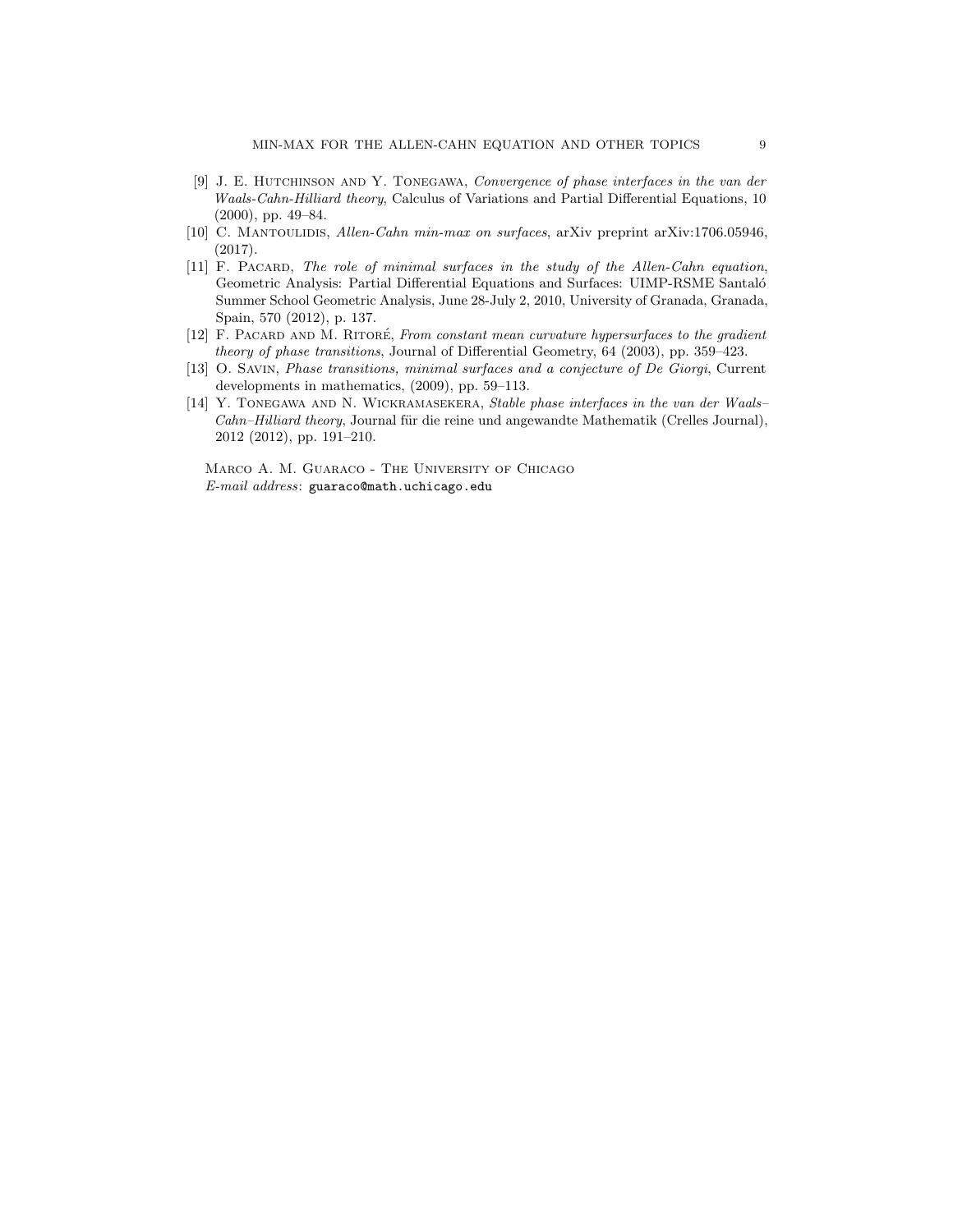[9] J. E. Hutchinson and Y. Tonegawa, *Convergence of phase interfaces in the van der Waals-Cahn-Hilliard theory*, Calculus of Variations and Partial Differential Equations, 10 (2000), pp. 49–84.

[10] C. Mantoulidis, *Allen-Cahn min-max on surfaces*, arXiv preprint arXiv:1706.05946, (2017).

[11] F. Pacard, *The role of minimal surfaces in the study of the Allen-Cahn equation*, Geometric Analysis: Partial Differential Equations and Surfaces: UIMP-RSME Santaló Summer School Geometric Analysis, June 28-July 2, 2010, University of Granada, Granada, Spain, 570 (2012), p. 137.

[12] F. Pacard and M. Ritoré, *From constant mean curvature hypersurfaces to the gradient theory of phase transitions*, Journal of Differential Geometry, 64 (2003), pp. 359–423.

[13] O. Savin, *Phase transitions, minimal surfaces and a conjecture of De Giorgi*, Current developments in mathematics, (2009), pp. 59–113.

[14] Y. Tonegawa and N. Wickramasekera, *Stable phase interfaces in the van der Waals–Cahn–Hilliard theory*, Journal für die reine und angewandte Mathematik (Crelles Journal), 2012 (2012), pp. 191–210.

Marco A. M. Guaraco - The University of Chicago
*E-mail address*: guaraco@math.uchicago.edu